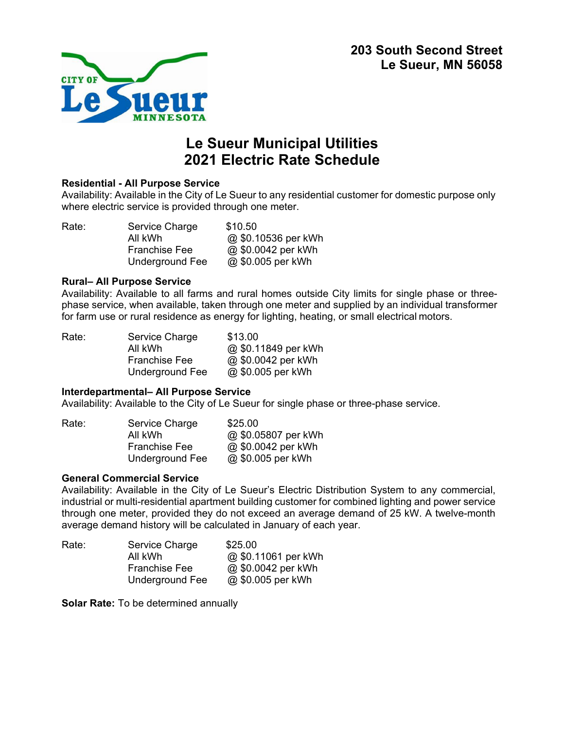203 South Second Street
Le Sueur, MN 56058

# Le Sueur Municipal Utilities
# 2021 Electric Rate Schedule

**Residential - All Purpose Service**
Availability: Available in the City of Le Sueur to any residential customer for domestic purpose only where electric service is provided through one meter.

| Rate: | Service Charge | $10.50 |
|---|---|---|
| | All kWh | @ $0.10536 per kWh |
| | Franchise Fee | @ $0.0042 per kWh |
| | Underground Fee | @ $0.005 per kWh |

**Rural– All Purpose Service**
Availability: Available to all farms and rural homes outside City limits for single phase or three-phase service, when available, taken through one meter and supplied by an individual transformer for farm use or rural residence as energy for lighting, heating, or small electrical motors.

| Rate: | Service Charge | $13.00 |
|---|---|---|
| | All kWh | @ $0.11849 per kWh |
| | Franchise Fee | @ $0.0042 per kWh |
| | Underground Fee | @ $0.005 per kWh |

**Interdepartmental– All Purpose Service**
Availability: Available to the City of Le Sueur for single phase or three-phase service.

| Rate: | Service Charge | $25.00 |
|---|---|---|
| | All kWh | @ $0.05807 per kWh |
| | Franchise Fee | @ $0.0042 per kWh |
| | Underground Fee | @ $0.005 per kWh |

**General Commercial Service**
Availability: Available in the City of Le Sueur's Electric Distribution System to any commercial, industrial or multi-residential apartment building customer for combined lighting and power service through one meter, provided they do not exceed an average demand of 25 kW. A twelve-month average demand history will be calculated in January of each year.

| Rate: | Service Charge | $25.00 |
|---|---|---|
| | All kWh | @ $0.11061 per kWh |
| | Franchise Fee | @ $0.0042 per kWh |
| | Underground Fee | @ $0.005 per kWh |

**Solar Rate:** To be determined annually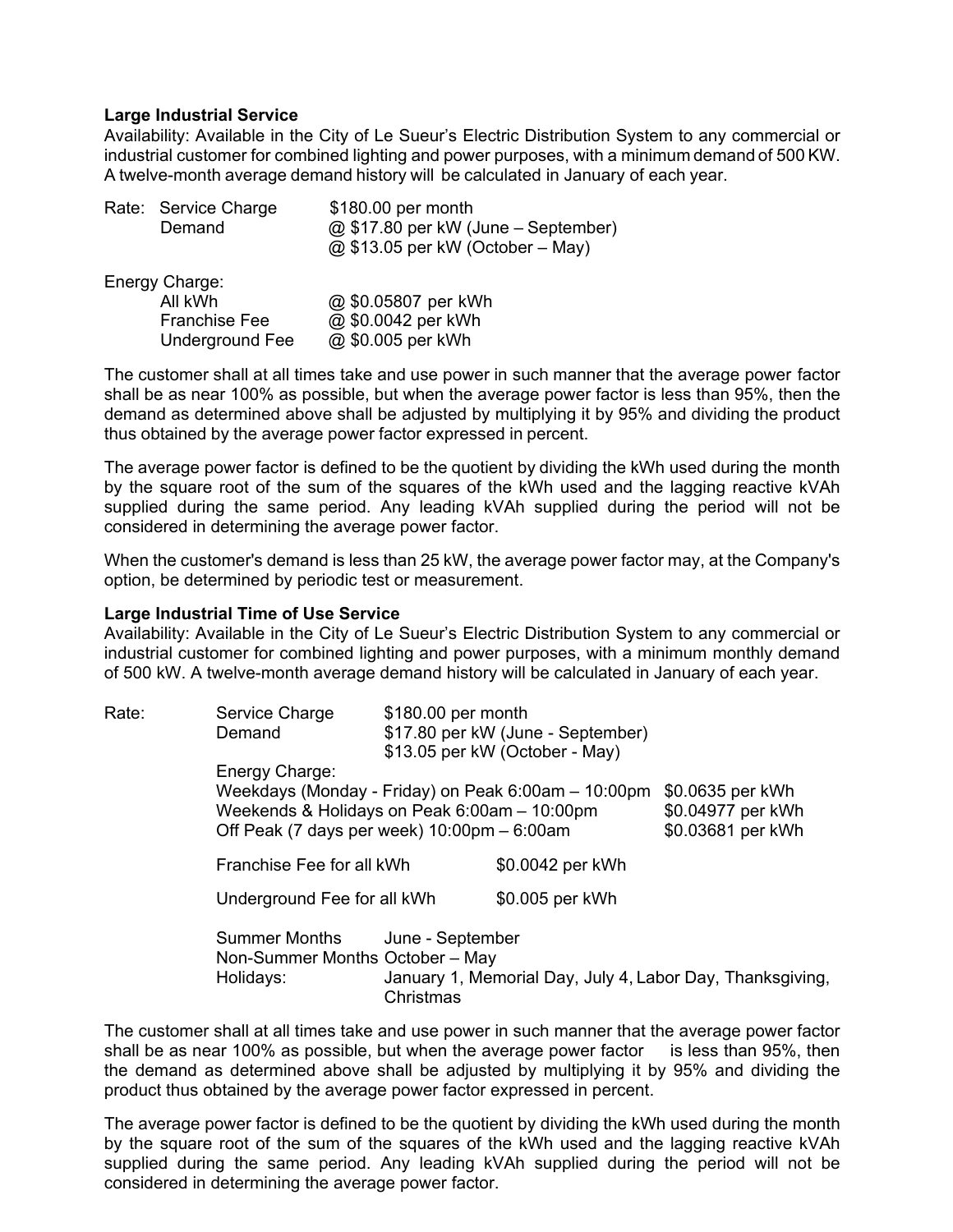**Large Industrial Service**

Availability: Available in the City of Le Sueur's Electric Distribution System to any commercial or industrial customer for combined lighting and power purposes, with a minimum demand of 500 KW. A twelve-month average demand history will be calculated in January of each year.

| Rate: | | |
|---|---|---|
| | Service Charge | $180.00 per month |
| | Demand | @ $17.80 per kW (June – September) |
| | | @ $13.05 per kW (October – May) |

Energy Charge:

| | |
|---|---|
| All kWh | @ $0.05807 per kWh |
| Franchise Fee | @ $0.0042 per kWh |
| Underground Fee | @ $0.005 per kWh |

The customer shall at all times take and use power in such manner that the average power factor shall be as near 100% as possible, but when the average power factor is less than 95%, then the demand as determined above shall be adjusted by multiplying it by 95% and dividing the product thus obtained by the average power factor expressed in percent.

The average power factor is defined to be the quotient by dividing the kWh used during the month by the square root of the sum of the squares of the kWh used and the lagging reactive kVAh supplied during the same period. Any leading kVAh supplied during the period will not be considered in determining the average power factor.

When the customer's demand is less than 25 kW, the average power factor may, at the Company's option, be determined by periodic test or measurement.

**Large Industrial Time of Use Service**

Availability: Available in the City of Le Sueur's Electric Distribution System to any commercial or industrial customer for combined lighting and power purposes, with a minimum monthly demand of 500 kW. A twelve-month average demand history will be calculated in January of each year.

Rate:

| | |
|---|---|
| Service Charge | $180.00 per month |
| Demand | $17.80 per kW (June - September) |
| | $13.05 per kW (October - May) |

Energy Charge:

| | |
|---|---|
| Weekdays (Monday - Friday) on Peak 6:00am – 10:00pm | $0.0635 per kWh |
| Weekends & Holidays on Peak 6:00am – 10:00pm | $0.04977 per kWh |
| Off Peak (7 days per week) 10:00pm – 6:00am | $0.03681 per kWh |

| | |
|---|---|
| Franchise Fee for all kWh | $0.0042 per kWh |
| Underground Fee for all kWh | $0.005 per kWh |

| | |
|---|---|
| Summer Months | June - September |
| Non-Summer Months | October – May |
| Holidays: | January 1, Memorial Day, July 4, Labor Day, Thanksgiving, Christmas |

The customer shall at all times take and use power in such manner that the average power factor shall be as near 100% as possible, but when the average power factor is less than 95%, then the demand as determined above shall be adjusted by multiplying it by 95% and dividing the product thus obtained by the average power factor expressed in percent.

The average power factor is defined to be the quotient by dividing the kWh used during the month by the square root of the sum of the squares of the kWh used and the lagging reactive kVAh supplied during the same period. Any leading kVAh supplied during the period will not be considered in determining the average power factor.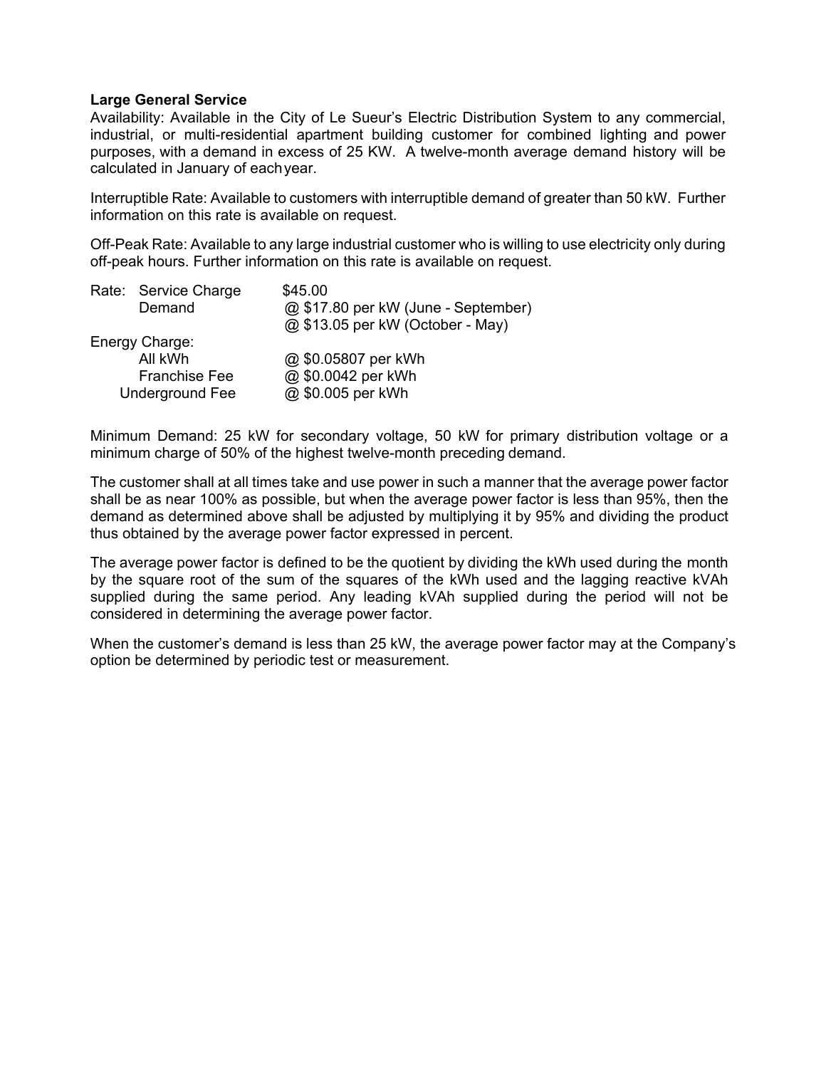**Large General Service**

Availability: Available in the City of Le Sueur's Electric Distribution System to any commercial, industrial, or multi-residential apartment building customer for combined lighting and power purposes, with a demand in excess of 25 KW. A twelve-month average demand history will be calculated in January of each year.

Interruptible Rate: Available to customers with interruptible demand of greater than 50 kW. Further information on this rate is available on request.

Off-Peak Rate: Available to any large industrial customer who is willing to use electricity only during off-peak hours. Further information on this rate is available on request.

| Rate: | | |
|---|---|---|
| | Service Charge | $45.00 |
| | Demand | @ $17.80 per kW (June - September) |
| | | @ $13.05 per kW (October - May) |
| Energy Charge: | | |
| | All kWh | @ $0.05807 per kWh |
| | Franchise Fee | @ $0.0042 per kWh |
| | Underground Fee | @ $0.005 per kWh |

Minimum Demand: 25 kW for secondary voltage, 50 kW for primary distribution voltage or a minimum charge of 50% of the highest twelve-month preceding demand.

The customer shall at all times take and use power in such a manner that the average power factor shall be as near 100% as possible, but when the average power factor is less than 95%, then the demand as determined above shall be adjusted by multiplying it by 95% and dividing the product thus obtained by the average power factor expressed in percent.

The average power factor is defined to be the quotient by dividing the kWh used during the month by the square root of the sum of the squares of the kWh used and the lagging reactive kVAh supplied during the same period. Any leading kVAh supplied during the period will not be considered in determining the average power factor.

When the customer's demand is less than 25 kW, the average power factor may at the Company's option be determined by periodic test or measurement.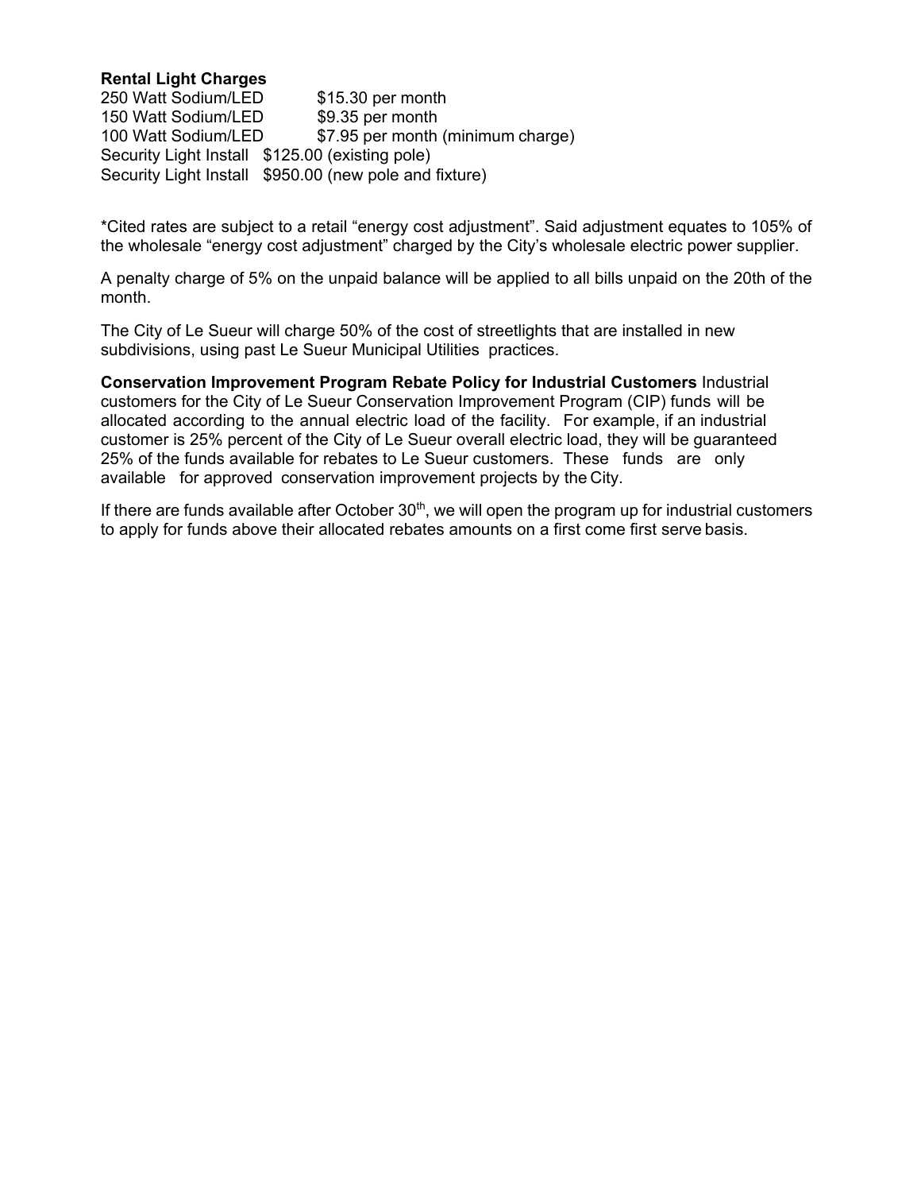**Rental Light Charges**

| | |
|---|---|
| 250 Watt Sodium/LED | $15.30 per month |
| 150 Watt Sodium/LED | $9.35 per month |
| 100 Watt Sodium/LED | $7.95 per month (minimum charge) |
| Security Light Install | $125.00 (existing pole) |
| Security Light Install | $950.00 (new pole and fixture) |

*Cited rates are subject to a retail "energy cost adjustment". Said adjustment equates to 105% of the wholesale "energy cost adjustment" charged by the City's wholesale electric power supplier.

A penalty charge of 5% on the unpaid balance will be applied to all bills unpaid on the 20th of the month.

The City of Le Sueur will charge 50% of the cost of streetlights that are installed in new subdivisions, using past Le Sueur Municipal Utilities practices.

**Conservation Improvement Program Rebate Policy for Industrial Customers** Industrial customers for the City of Le Sueur Conservation Improvement Program (CIP) funds will be allocated according to the annual electric load of the facility. For example, if an industrial customer is 25% percent of the City of Le Sueur overall electric load, they will be guaranteed 25% of the funds available for rebates to Le Sueur customers. These funds are only available for approved conservation improvement projects by the City.

If there are funds available after October 30th, we will open the program up for industrial customers to apply for funds above their allocated rebates amounts on a first come first serve basis.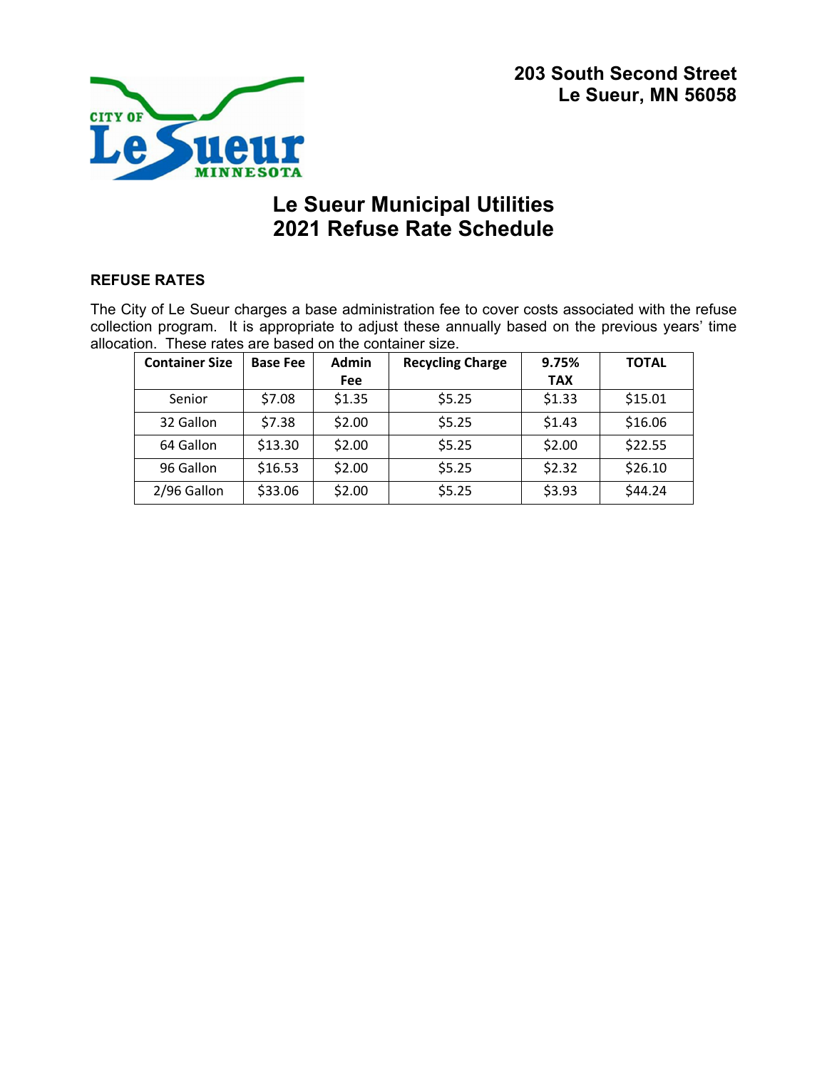203 South Second Street
Le Sueur, MN 56058

# Le Sueur Municipal Utilities
# 2021 Refuse Rate Schedule

**REFUSE RATES**

The City of Le Sueur charges a base administration fee to cover costs associated with the refuse collection program. It is appropriate to adjust these annually based on the previous years' time allocation. These rates are based on the container size.

| Container Size | Base Fee | Admin Fee | Recycling Charge | 9.75% TAX | TOTAL |
|---|---|---|---|---|---|
| Senior | $7.08 | $1.35 | $5.25 | $1.33 | $15.01 |
| 32 Gallon | $7.38 | $2.00 | $5.25 | $1.43 | $16.06 |
| 64 Gallon | $13.30 | $2.00 | $5.25 | $2.00 | $22.55 |
| 96 Gallon | $16.53 | $2.00 | $5.25 | $2.32 | $26.10 |
| 2/96 Gallon | $33.06 | $2.00 | $5.25 | $3.93 | $44.24 |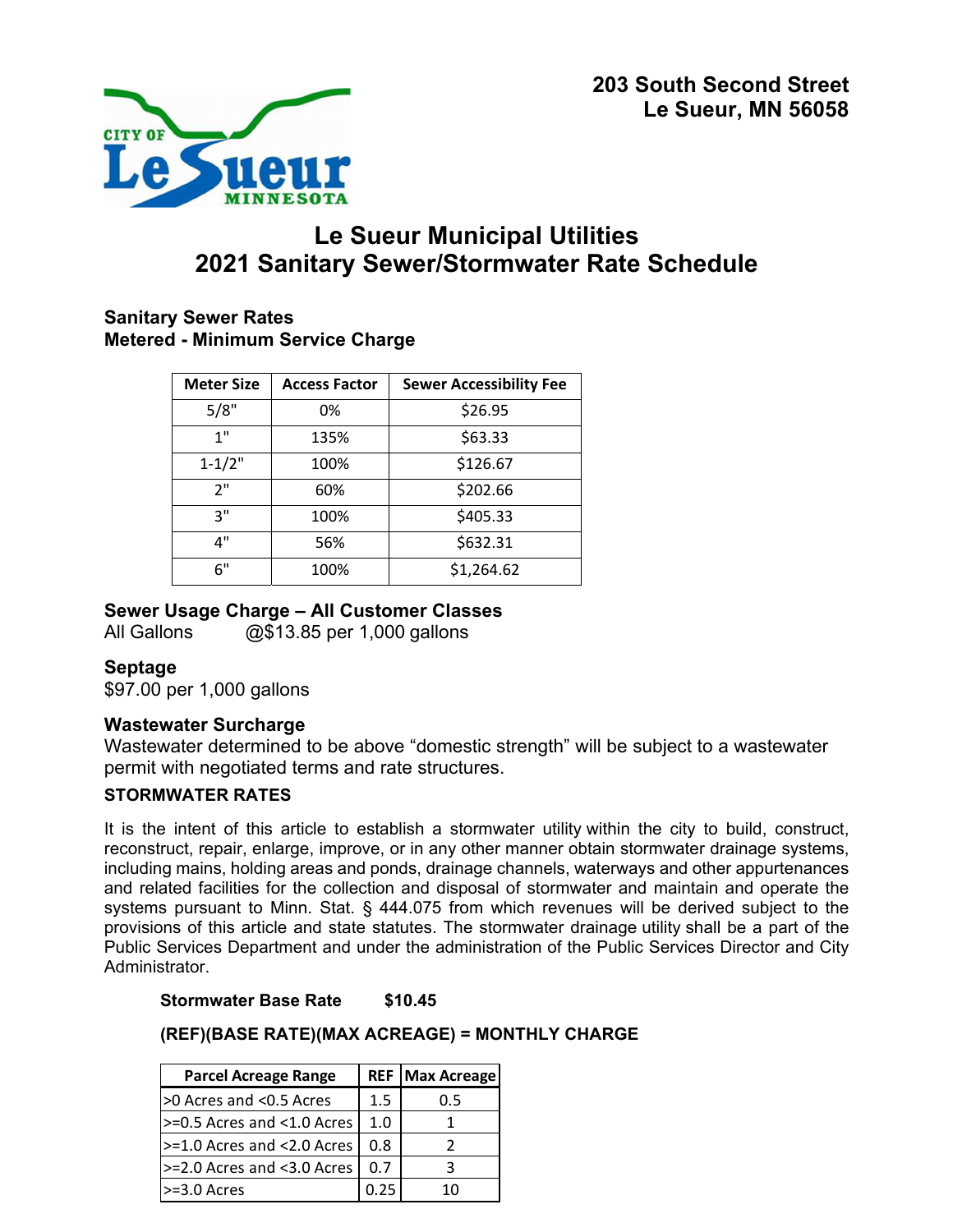203 South Second Street
Le Sueur, MN 56058

# Le Sueur Municipal Utilities
# 2021 Sanitary Sewer/Stormwater Rate Schedule

### Sanitary Sewer Rates
### Metered - Minimum Service Charge

| Meter Size | Access Factor | Sewer Accessibility Fee |
|---|---|---|
| 5/8" | 0% | $26.95 |
| 1" | 135% | $63.33 |
| 1-1/2" | 100% | $126.67 |
| 2" | 60% | $202.66 |
| 3" | 100% | $405.33 |
| 4" | 56% | $632.31 |
| 6" | 100% | $1,264.62 |

### Sewer Usage Charge – All Customer Classes
All Gallons @$13.85 per 1,000 gallons

### Septage
$97.00 per 1,000 gallons

### Wastewater Surcharge
Wastewater determined to be above "domestic strength" will be subject to a wastewater permit with negotiated terms and rate structures.

### STORMWATER RATES

It is the intent of this article to establish a stormwater utility within the city to build, construct, reconstruct, repair, enlarge, improve, or in any other manner obtain stormwater drainage systems, including mains, holding areas and ponds, drainage channels, waterways and other appurtenances and related facilities for the collection and disposal of stormwater and maintain and operate the systems pursuant to Minn. Stat. § 444.075 from which revenues will be derived subject to the provisions of this article and state statutes. The stormwater drainage utility shall be a part of the Public Services Department and under the administration of the Public Services Director and City Administrator.

**Stormwater Base Rate $10.45**

**(REF)(BASE RATE)(MAX ACREAGE) = MONTHLY CHARGE**

| Parcel Acreage Range | REF | Max Acreage |
|---|---|---|
| >0 Acres and <0.5 Acres | 1.5 | 0.5 |
| >=0.5 Acres and <1.0 Acres | 1.0 | 1 |
| >=1.0 Acres and <2.0 Acres | 0.8 | 2 |
| >=2.0 Acres and <3.0 Acres | 0.7 | 3 |
| >=3.0 Acres | 0.25 | 10 |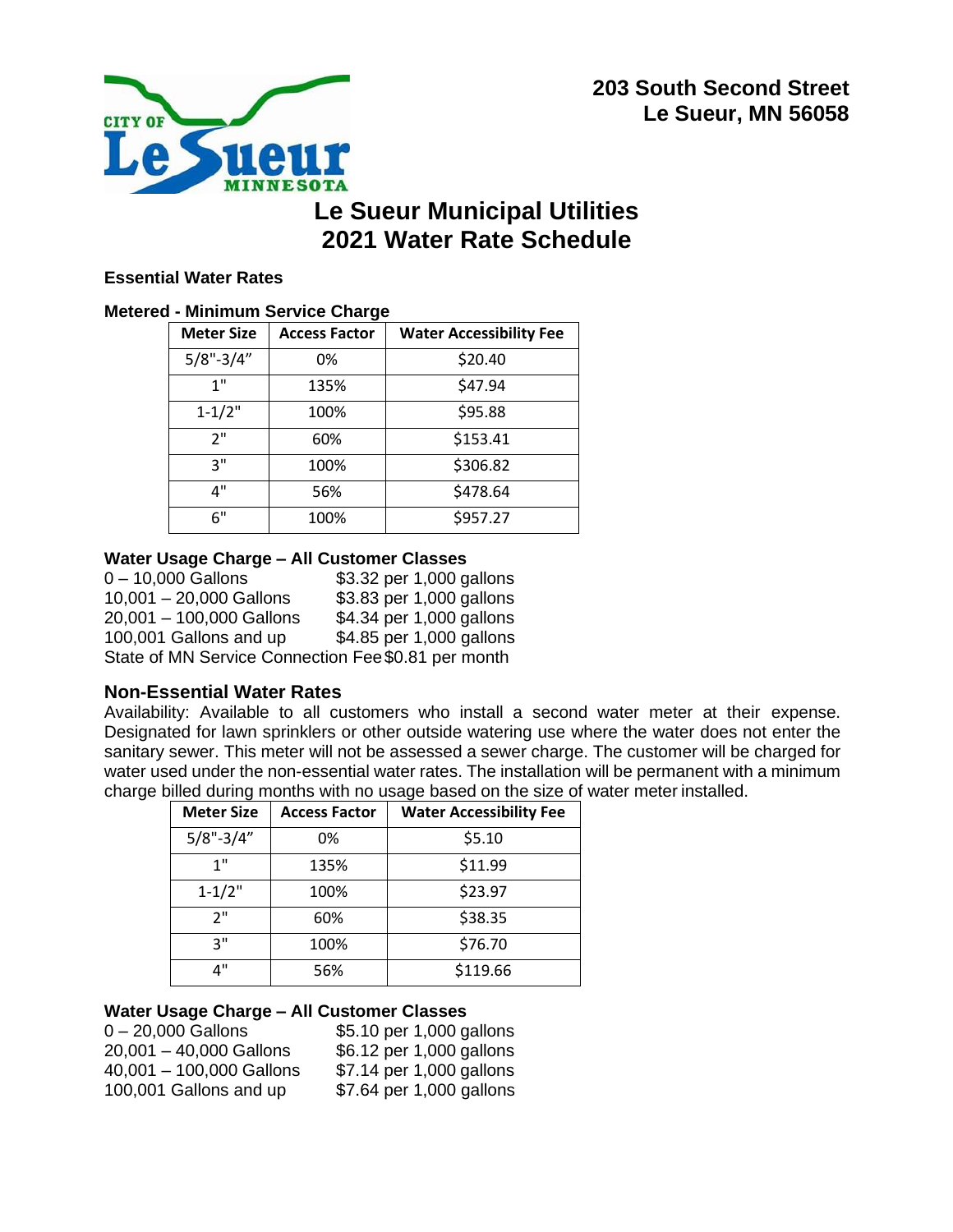203 South Second Street
Le Sueur, MN 56058

# Le Sueur Municipal Utilities
# 2021 Water Rate Schedule

**Essential Water Rates**

**Metered - Minimum Service Charge**

| Meter Size | Access Factor | Water Accessibility Fee |
|---|---|---|
| 5/8"-3/4" | 0% | $20.40 |
| 1" | 135% | $47.94 |
| 1-1/2" | 100% | $95.88 |
| 2" | 60% | $153.41 |
| 3" | 100% | $306.82 |
| 4" | 56% | $478.64 |
| 6" | 100% | $957.27 |

**Water Usage Charge – All Customer Classes**

0 – 10,000 Gallons $3.32 per 1,000 gallons
10,001 – 20,000 Gallons $3.83 per 1,000 gallons
20,001 – 100,000 Gallons $4.34 per 1,000 gallons
100,001 Gallons and up $4.85 per 1,000 gallons
State of MN Service Connection Fee $0.81 per month

## Non-Essential Water Rates

Availability: Available to all customers who install a second water meter at their expense. Designated for lawn sprinklers or other outside watering use where the water does not enter the sanitary sewer. This meter will not be assessed a sewer charge. The customer will be charged for water used under the non-essential water rates. The installation will be permanent with a minimum charge billed during months with no usage based on the size of water meter installed.

| Meter Size | Access Factor | Water Accessibility Fee |
|---|---|---|
| 5/8"-3/4" | 0% | $5.10 |
| 1" | 135% | $11.99 |
| 1-1/2" | 100% | $23.97 |
| 2" | 60% | $38.35 |
| 3" | 100% | $76.70 |
| 4" | 56% | $119.66 |

**Water Usage Charge – All Customer Classes**

0 – 20,000 Gallons $5.10 per 1,000 gallons
20,001 – 40,000 Gallons $6.12 per 1,000 gallons
40,001 – 100,000 Gallons $7.14 per 1,000 gallons
100,001 Gallons and up $7.64 per 1,000 gallons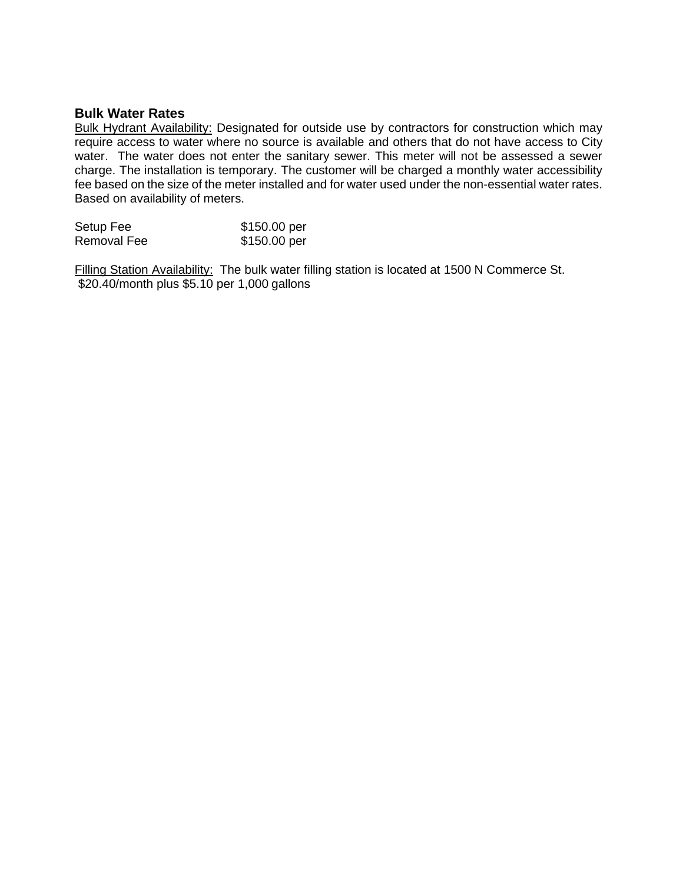### Bulk Water Rates

Bulk Hydrant Availability: Designated for outside use by contractors for construction which may require access to water where no source is available and others that do not have access to City water. The water does not enter the sanitary sewer. This meter will not be assessed a sewer charge. The installation is temporary. The customer will be charged a monthly water accessibility fee based on the size of the meter installed and for water used under the non-essential water rates. Based on availability of meters.

| | |
|---|---|
| Setup Fee | $150.00 per |
| Removal Fee | $150.00 per |

Filling Station Availability: The bulk water filling station is located at 1500 N Commerce St.
$20.40/month plus $5.10 per 1,000 gallons